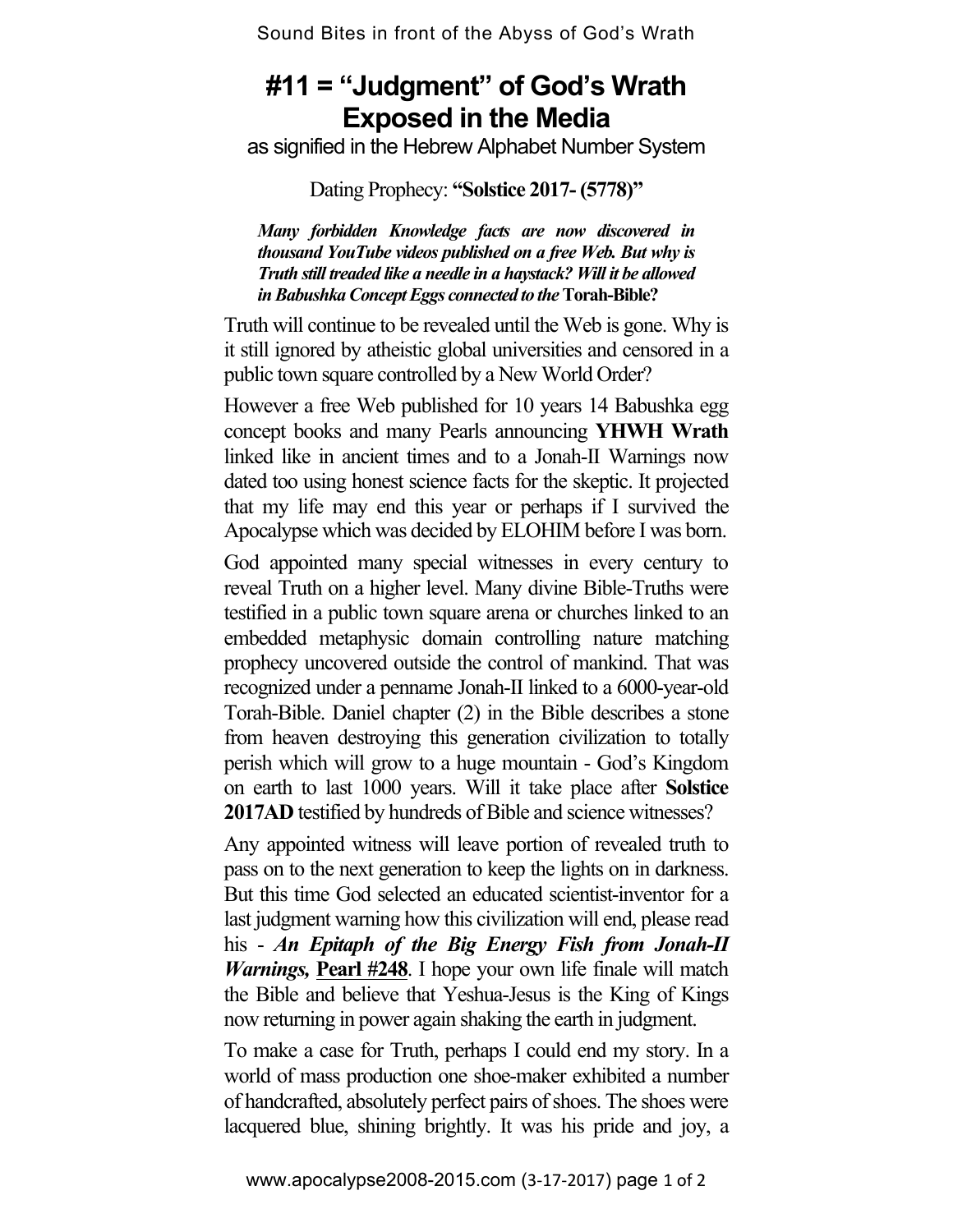# #11 = "Judgment" of God's Wrath Exposed in the Media

as signified in the Hebrew Alphabet Number System

Dating Prophecy: **"Solstice 2017- (5778)"**

***Many forbidden Knowledge facts are now discovered in thousand YouTube videos published on a free Web. But why is Truth still treaded like a needle in a haystack? Will it be allowed in Babushka Concept Eggs connected to the* Torah-Bible?**

Truth will continue to be revealed until the Web is gone. Why is it still ignored by atheistic global universities and censored in a public town square controlled by a New World Order?

However a free Web published for 10 years 14 Babushka egg concept books and many Pearls announcing **YHWH Wrath** linked like in ancient times and to a Jonah-II Warnings now dated too using honest science facts for the skeptic. It projected that my life may end this year or perhaps if I survived the Apocalypse which was decided by ELOHIM before I was born.

God appointed many special witnesses in every century to reveal Truth on a higher level. Many divine Bible-Truths were testified in a public town square arena or churches linked to an embedded metaphysic domain controlling nature matching prophecy uncovered outside the control of mankind. That was recognized under a penname Jonah-II linked to a 6000-year-old Torah-Bible. Daniel chapter (2) in the Bible describes a stone from heaven destroying this generation civilization to totally perish which will grow to a huge mountain - God's Kingdom on earth to last 1000 years. Will it take place after **Solstice 2017AD** testified by hundreds of Bible and science witnesses?

Any appointed witness will leave portion of revealed truth to pass on to the next generation to keep the lights on in darkness. But this time God selected an educated scientist-inventor for a last judgment warning how this civilization will end, please read his - ***An Epitaph of the Big Energy Fish from Jonah-II Warnings,*** **Pearl #248**. I hope your own life finale will match the Bible and believe that Yeshua-Jesus is the King of Kings now returning in power again shaking the earth in judgment.

To make a case for Truth, perhaps I could end my story. In a world of mass production one shoe-maker exhibited a number of handcrafted, absolutely perfect pairs of shoes. The shoes were lacquered blue, shining brightly. It was his pride and joy, a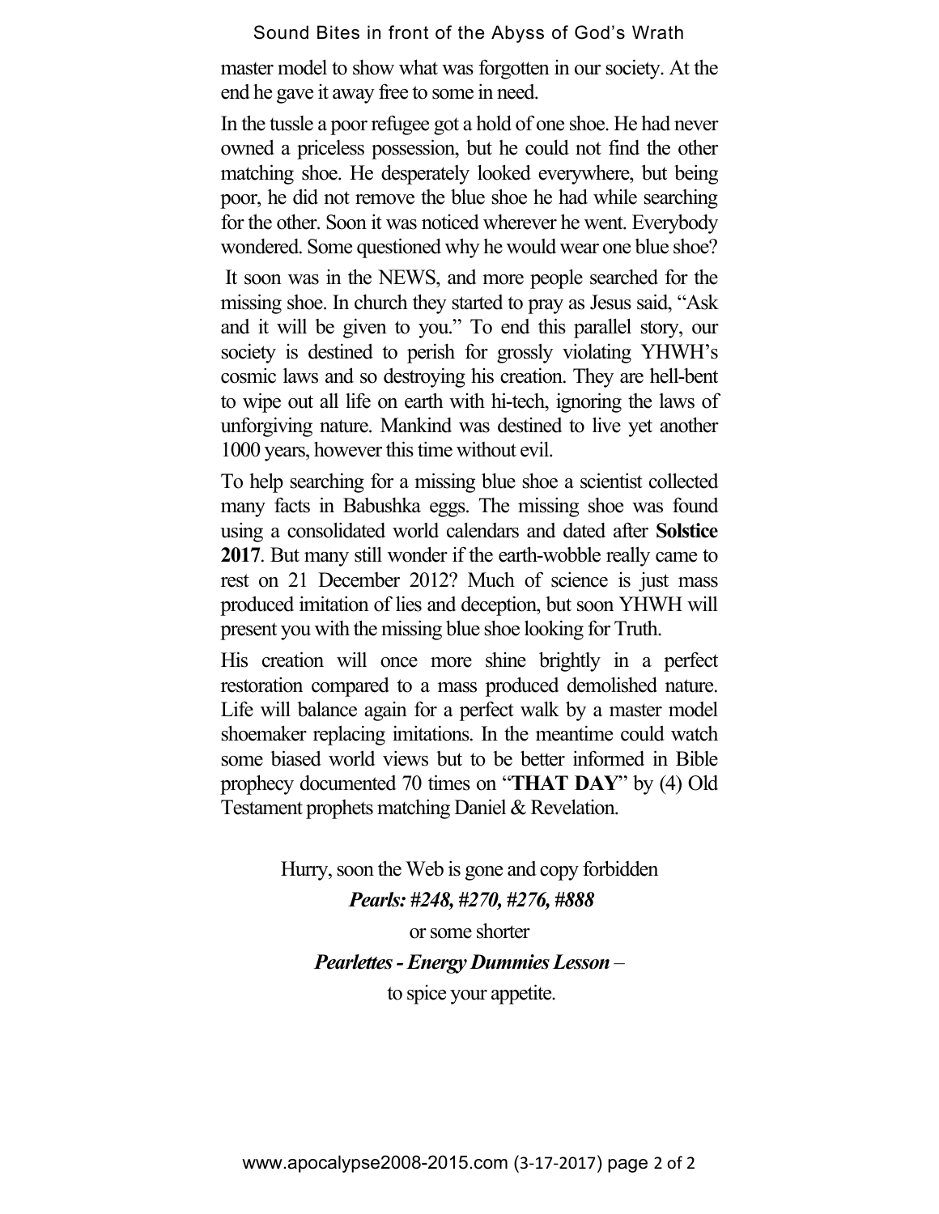master model to show what was forgotten in our society. At the end he gave it away free to some in need.

In the tussle a poor refugee got a hold of one shoe. He had never owned a priceless possession, but he could not find the other matching shoe. He desperately looked everywhere, but being poor, he did not remove the blue shoe he had while searching for the other. Soon it was noticed wherever he went. Everybody wondered. Some questioned why he would wear one blue shoe?

It soon was in the NEWS, and more people searched for the missing shoe. In church they started to pray as Jesus said, "Ask and it will be given to you." To end this parallel story, our society is destined to perish for grossly violating YHWH's cosmic laws and so destroying his creation. They are hell-bent to wipe out all life on earth with hi-tech, ignoring the laws of unforgiving nature. Mankind was destined to live yet another 1000 years, however this time without evil.

To help searching for a missing blue shoe a scientist collected many facts in Babushka eggs. The missing shoe was found using a consolidated world calendars and dated after **Solstice 2017**. But many still wonder if the earth-wobble really came to rest on 21 December 2012? Much of science is just mass produced imitation of lies and deception, but soon YHWH will present you with the missing blue shoe looking for Truth.

His creation will once more shine brightly in a perfect restoration compared to a mass produced demolished nature. Life will balance again for a perfect walk by a master model shoemaker replacing imitations. In the meantime could watch some biased world views but to be better informed in Bible prophecy documented 70 times on "**THAT DAY**" by (4) Old Testament prophets matching Daniel & Revelation.

Hurry, soon the Web is gone and copy forbidden

***Pearls: #248, #270, #276, #888***

or some shorter

***Pearlettes - Energy Dummies Lesson*** –

to spice your appetite.